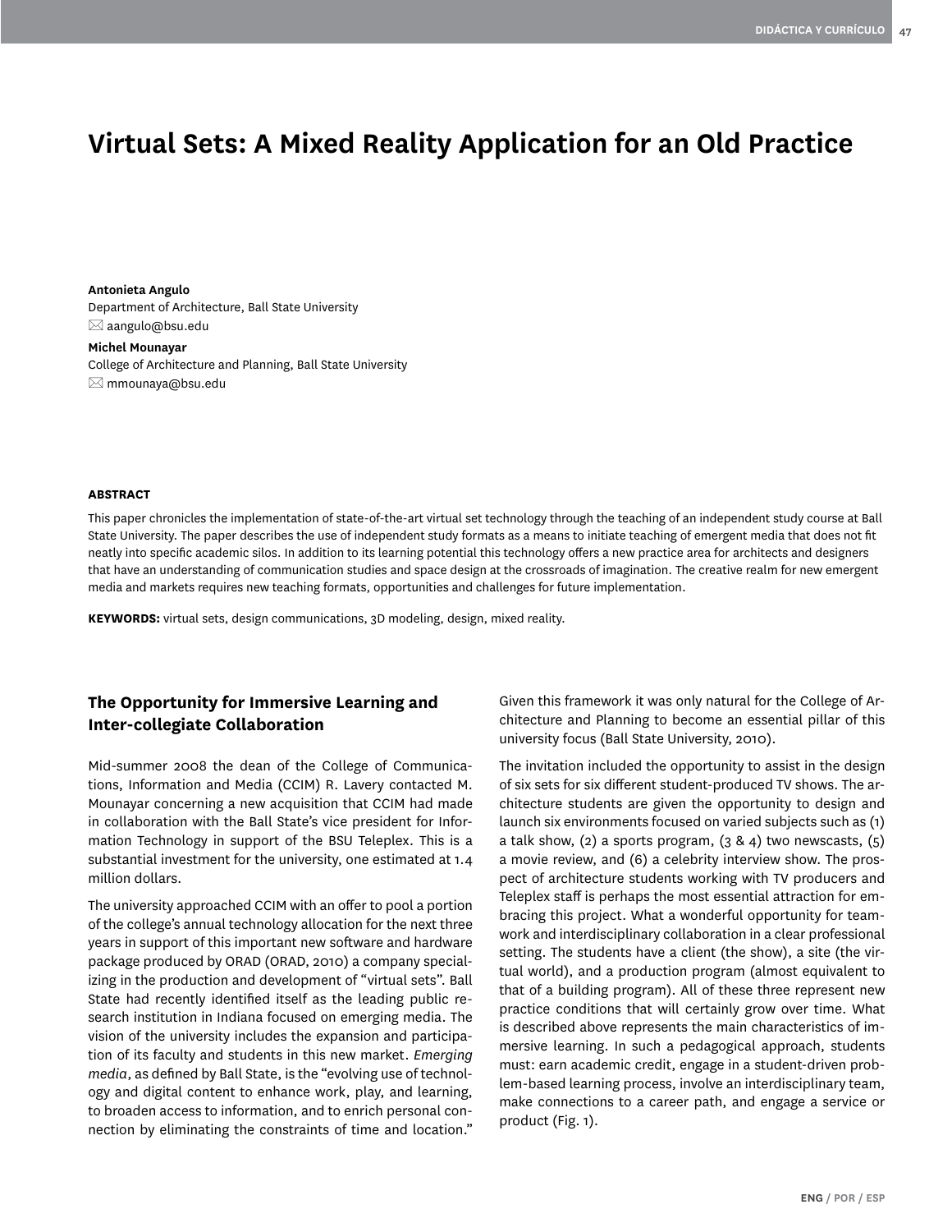# Virtual Sets: A Mixed Reality Application for an Old Practice

**Antonieta Angulo**
Department of Architecture, Ball State University
✉ aangulo@bsu.edu

**Michel Mounayar**
College of Architecture and Planning, Ball State University
✉ mmounaya@bsu.edu

**ABSTRACT**

This paper chronicles the implementation of state-of-the-art virtual set technology through the teaching of an independent study course at Ball State University. The paper describes the use of independent study formats as a means to initiate teaching of emergent media that does not fit neatly into specific academic silos. In addition to its learning potential this technology offers a new practice area for architects and designers that have an understanding of communication studies and space design at the crossroads of imagination. The creative realm for new emergent media and markets requires new teaching formats, opportunities and challenges for future implementation.

**KEYWORDS:** virtual sets, design communications, 3D modeling, design, mixed reality.

## The Opportunity for Immersive Learning and Inter-collegiate Collaboration

Mid-summer 2008 the dean of the College of Communications, Information and Media (CCIM) R. Lavery contacted M. Mounayar concerning a new acquisition that CCIM had made in collaboration with the Ball State's vice president for Information Technology in support of the BSU Teleplex. This is a substantial investment for the university, one estimated at 1.4 million dollars.

The university approached CCIM with an offer to pool a portion of the college's annual technology allocation for the next three years in support of this important new software and hardware package produced by ORAD (ORAD, 2010) a company specializing in the production and development of "virtual sets". Ball State had recently identified itself as the leading public research institution in Indiana focused on emerging media. The vision of the university includes the expansion and participation of its faculty and students in this new market. *Emerging media*, as defined by Ball State, is the "evolving use of technology and digital content to enhance work, play, and learning, to broaden access to information, and to enrich personal connection by eliminating the constraints of time and location." Given this framework it was only natural for the College of Architecture and Planning to become an essential pillar of this university focus (Ball State University, 2010).

The invitation included the opportunity to assist in the design of six sets for six different student-produced TV shows. The architecture students are given the opportunity to design and launch six environments focused on varied subjects such as (1) a talk show, (2) a sports program, (3 & 4) two newscasts, (5) a movie review, and (6) a celebrity interview show. The prospect of architecture students working with TV producers and Teleplex staff is perhaps the most essential attraction for embracing this project. What a wonderful opportunity for teamwork and interdisciplinary collaboration in a clear professional setting. The students have a client (the show), a site (the virtual world), and a production program (almost equivalent to that of a building program). All of these three represent new practice conditions that will certainly grow over time. What is described above represents the main characteristics of immersive learning. In such a pedagogical approach, students must: earn academic credit, engage in a student-driven problem-based learning process, involve an interdisciplinary team, make connections to a career path, and engage a service or product (Fig. 1).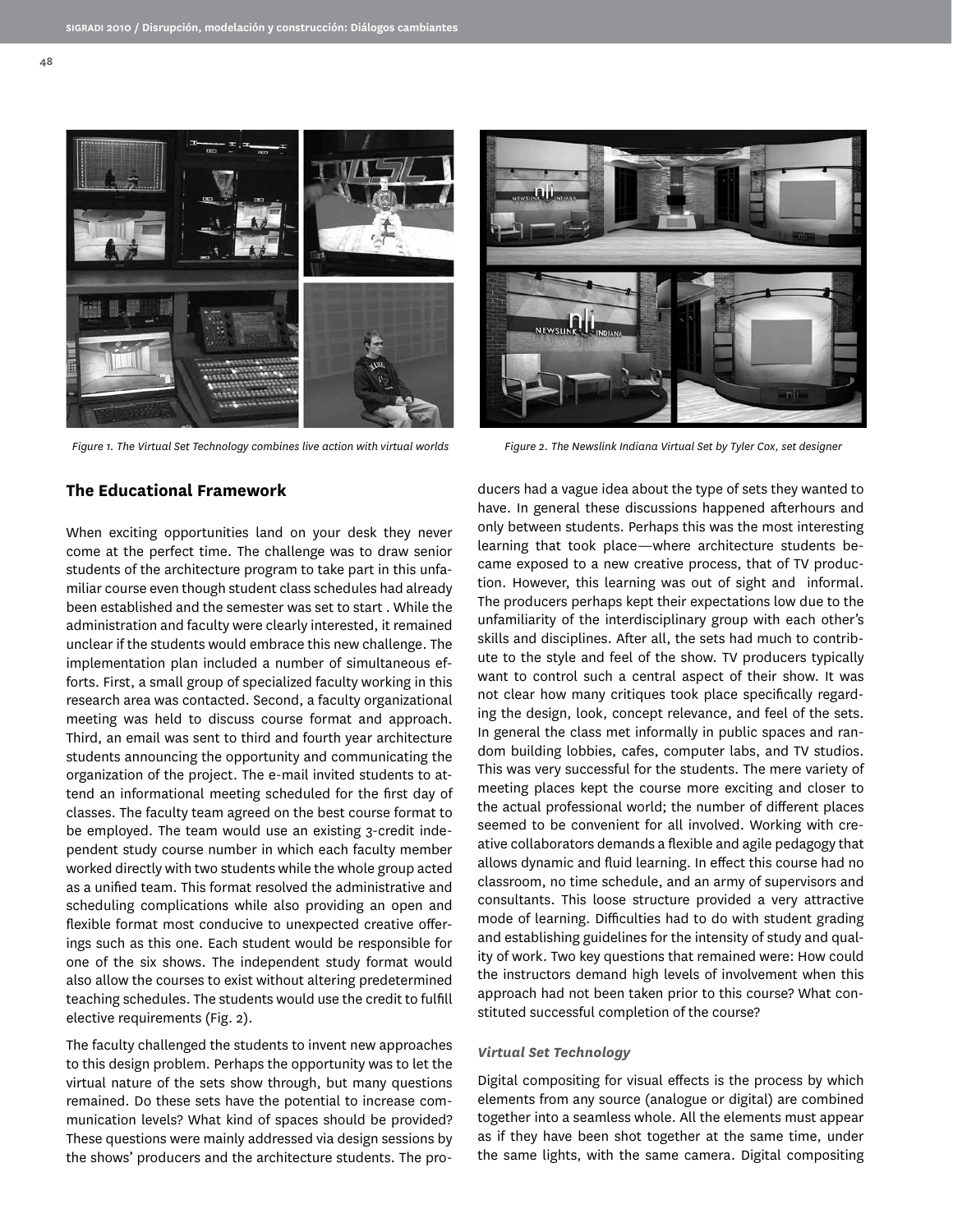Figure 1. The Virtual Set Technology combines live action with virtual worlds

Figure 2. The Newslink Indiana Virtual Set by Tyler Cox, set designer

## The Educational Framework

When exciting opportunities land on your desk they never come at the perfect time. The challenge was to draw senior students of the architecture program to take part in this unfamiliar course even though student class schedules had already been established and the semester was set to start . While the administration and faculty were clearly interested, it remained unclear if the students would embrace this new challenge. The implementation plan included a number of simultaneous efforts. First, a small group of specialized faculty working in this research area was contacted. Second, a faculty organizational meeting was held to discuss course format and approach. Third, an email was sent to third and fourth year architecture students announcing the opportunity and communicating the organization of the project. The e-mail invited students to attend an informational meeting scheduled for the first day of classes. The faculty team agreed on the best course format to be employed. The team would use an existing 3-credit independent study course number in which each faculty member worked directly with two students while the whole group acted as a unified team. This format resolved the administrative and scheduling complications while also providing an open and flexible format most conducive to unexpected creative offerings such as this one. Each student would be responsible for one of the six shows. The independent study format would also allow the courses to exist without altering predetermined teaching schedules. The students would use the credit to fulfill elective requirements (Fig. 2).

The faculty challenged the students to invent new approaches to this design problem. Perhaps the opportunity was to let the virtual nature of the sets show through, but many questions remained. Do these sets have the potential to increase communication levels? What kind of spaces should be provided? These questions were mainly addressed via design sessions by the shows' producers and the architecture students. The producers had a vague idea about the type of sets they wanted to have. In general these discussions happened afterhours and only between students. Perhaps this was the most interesting learning that took place—where architecture students became exposed to a new creative process, that of TV production. However, this learning was out of sight and informal. The producers perhaps kept their expectations low due to the unfamiliarity of the interdisciplinary group with each other's skills and disciplines. After all, the sets had much to contribute to the style and feel of the show. TV producers typically want to control such a central aspect of their show. It was not clear how many critiques took place specifically regarding the design, look, concept relevance, and feel of the sets. In general the class met informally in public spaces and random building lobbies, cafes, computer labs, and TV studios. This was very successful for the students. The mere variety of meeting places kept the course more exciting and closer to the actual professional world; the number of different places seemed to be convenient for all involved. Working with creative collaborators demands a flexible and agile pedagogy that allows dynamic and fluid learning. In effect this course had no classroom, no time schedule, and an army of supervisors and consultants. This loose structure provided a very attractive mode of learning. Difficulties had to do with student grading and establishing guidelines for the intensity of study and quality of work. Two key questions that remained were: How could the instructors demand high levels of involvement when this approach had not been taken prior to this course? What constituted successful completion of the course?

### *Virtual Set Technology*

Digital compositing for visual effects is the process by which elements from any source (analogue or digital) are combined together into a seamless whole. All the elements must appear as if they have been shot together at the same time, under the same lights, with the same camera. Digital compositing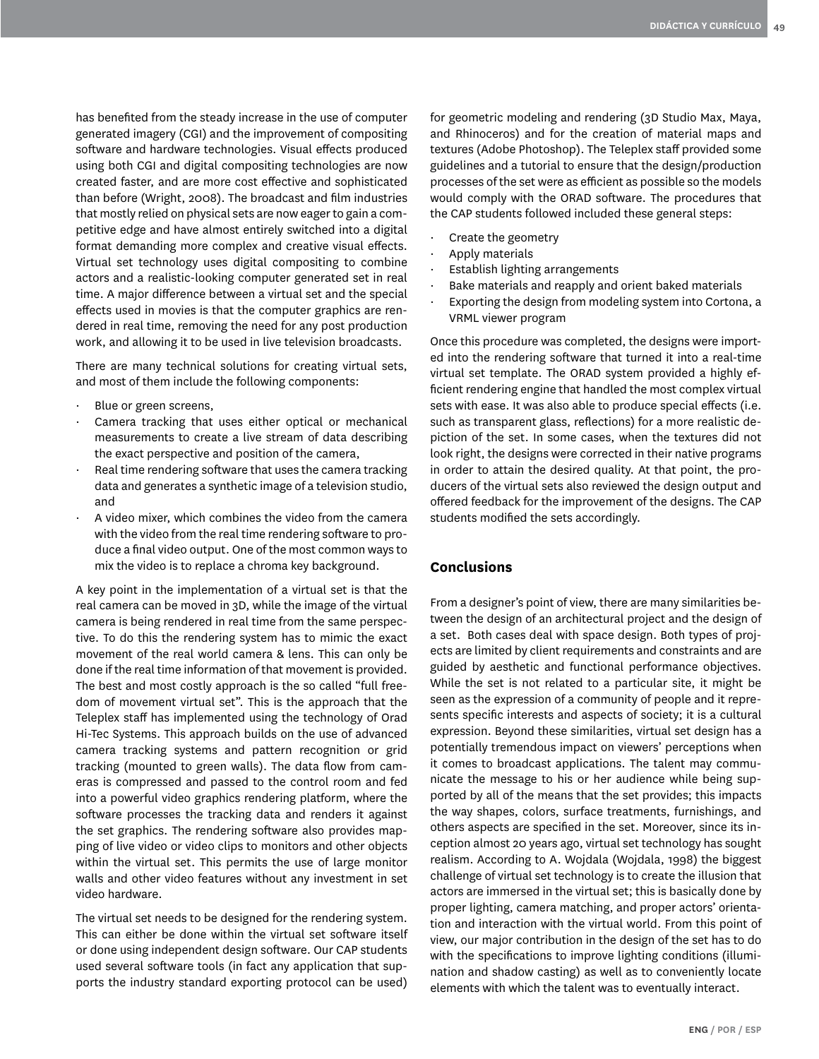has benefited from the steady increase in the use of computer generated imagery (CGI) and the improvement of compositing software and hardware technologies. Visual effects produced using both CGI and digital compositing technologies are now created faster, and are more cost effective and sophisticated than before (Wright, 2008). The broadcast and film industries that mostly relied on physical sets are now eager to gain a competitive edge and have almost entirely switched into a digital format demanding more complex and creative visual effects. Virtual set technology uses digital compositing to combine actors and a realistic-looking computer generated set in real time. A major difference between a virtual set and the special effects used in movies is that the computer graphics are rendered in real time, removing the need for any post production work, and allowing it to be used in live television broadcasts.

There are many technical solutions for creating virtual sets, and most of them include the following components:

- Blue or green screens,
- Camera tracking that uses either optical or mechanical measurements to create a live stream of data describing the exact perspective and position of the camera,
- Real time rendering software that uses the camera tracking data and generates a synthetic image of a television studio, and
- A video mixer, which combines the video from the camera with the video from the real time rendering software to produce a final video output. One of the most common ways to mix the video is to replace a chroma key background.

A key point in the implementation of a virtual set is that the real camera can be moved in 3D, while the image of the virtual camera is being rendered in real time from the same perspective. To do this the rendering system has to mimic the exact movement of the real world camera & lens. This can only be done if the real time information of that movement is provided. The best and most costly approach is the so called "full freedom of movement virtual set". This is the approach that the Teleplex staff has implemented using the technology of Orad Hi-Tec Systems. This approach builds on the use of advanced camera tracking systems and pattern recognition or grid tracking (mounted to green walls). The data flow from cameras is compressed and passed to the control room and fed into a powerful video graphics rendering platform, where the software processes the tracking data and renders it against the set graphics. The rendering software also provides mapping of live video or video clips to monitors and other objects within the virtual set. This permits the use of large monitor walls and other video features without any investment in set video hardware.

The virtual set needs to be designed for the rendering system. This can either be done within the virtual set software itself or done using independent design software. Our CAP students used several software tools (in fact any application that supports the industry standard exporting protocol can be used) for geometric modeling and rendering (3D Studio Max, Maya, and Rhinoceros) and for the creation of material maps and textures (Adobe Photoshop). The Teleplex staff provided some guidelines and a tutorial to ensure that the design/production processes of the set were as efficient as possible so the models would comply with the ORAD software. The procedures that the CAP students followed included these general steps:

- Create the geometry
- Apply materials
- Establish lighting arrangements
- Bake materials and reapply and orient baked materials
- Exporting the design from modeling system into Cortona, a VRML viewer program

Once this procedure was completed, the designs were imported into the rendering software that turned it into a real-time virtual set template. The ORAD system provided a highly efficient rendering engine that handled the most complex virtual sets with ease. It was also able to produce special effects (i.e. such as transparent glass, reflections) for a more realistic depiction of the set. In some cases, when the textures did not look right, the designs were corrected in their native programs in order to attain the desired quality. At that point, the producers of the virtual sets also reviewed the design output and offered feedback for the improvement of the designs. The CAP students modified the sets accordingly.

## Conclusions

From a designer's point of view, there are many similarities between the design of an architectural project and the design of a set. Both cases deal with space design. Both types of projects are limited by client requirements and constraints and are guided by aesthetic and functional performance objectives. While the set is not related to a particular site, it might be seen as the expression of a community of people and it represents specific interests and aspects of society; it is a cultural expression. Beyond these similarities, virtual set design has a potentially tremendous impact on viewers' perceptions when it comes to broadcast applications. The talent may communicate the message to his or her audience while being supported by all of the means that the set provides; this impacts the way shapes, colors, surface treatments, furnishings, and others aspects are specified in the set. Moreover, since its inception almost 20 years ago, virtual set technology has sought realism. According to A. Wojdala (Wojdala, 1998) the biggest challenge of virtual set technology is to create the illusion that actors are immersed in the virtual set; this is basically done by proper lighting, camera matching, and proper actors' orientation and interaction with the virtual world. From this point of view, our major contribution in the design of the set has to do with the specifications to improve lighting conditions (illumination and shadow casting) as well as to conveniently locate elements with which the talent was to eventually interact.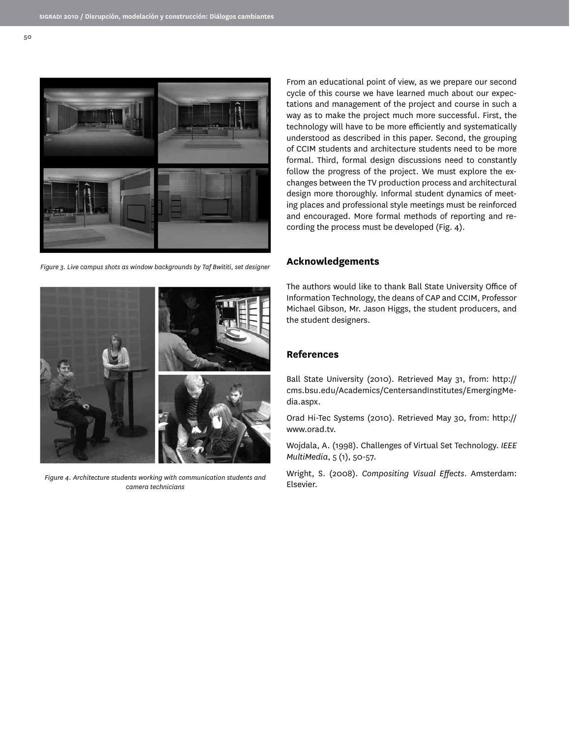Figure 3. Live campus shots as window backgrounds by Taf Bwititi, set designer

Figure 4. Architecture students working with communication students and camera technicians

From an educational point of view, as we prepare our second cycle of this course we have learned much about our expectations and management of the project and course in such a way as to make the project much more successful. First, the technology will have to be more efficiently and systematically understood as described in this paper. Second, the grouping of CCIM students and architecture students need to be more formal. Third, formal design discussions need to constantly follow the progress of the project. We must explore the exchanges between the TV production process and architectural design more thoroughly. Informal student dynamics of meeting places and professional style meetings must be reinforced and encouraged. More formal methods of reporting and recording the process must be developed (Fig. 4).

## Acknowledgements

The authors would like to thank Ball State University Office of Information Technology, the deans of CAP and CCIM, Professor Michael Gibson, Mr. Jason Higgs, the student producers, and the student designers.

## References

Ball State University (2010). Retrieved May 31, from: http://cms.bsu.edu/Academics/CentersandInstitutes/EmergingMedia.aspx.

Orad Hi-Tec Systems (2010). Retrieved May 30, from: http://www.orad.tv.

Wojdala, A. (1998). Challenges of Virtual Set Technology. *IEEE MultiMedia*, 5 (1), 50-57.

Wright, S. (2008). *Compositing Visual Effects*. Amsterdam: Elsevier.